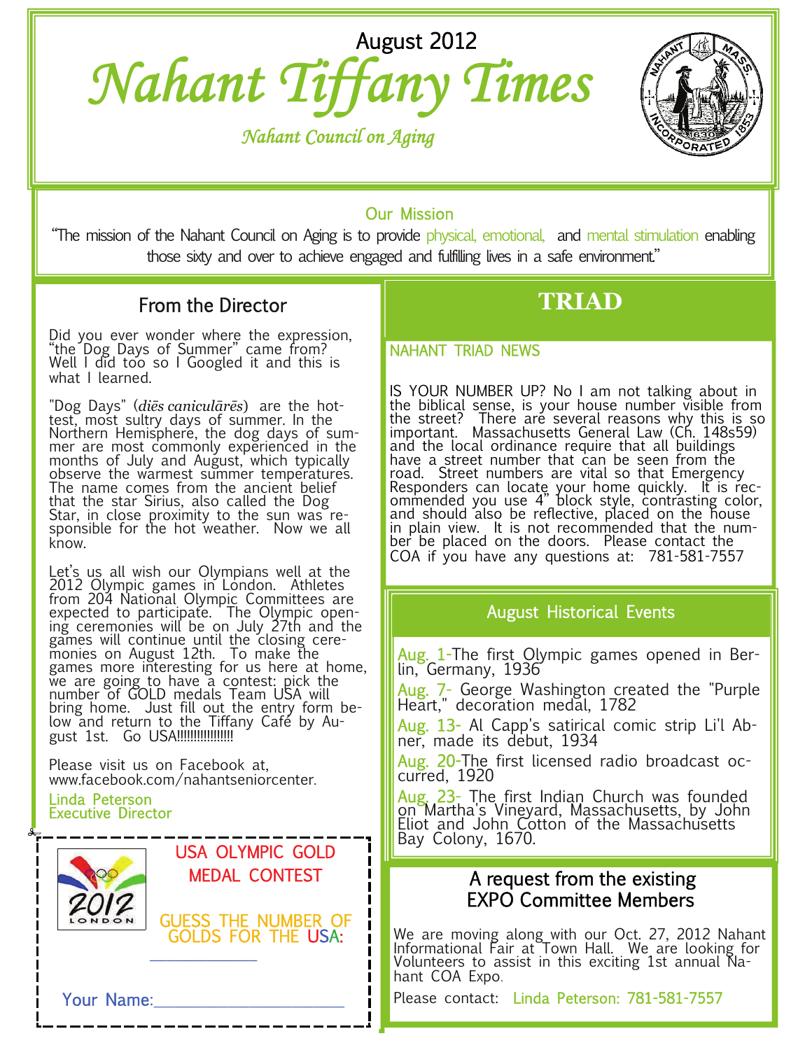August 2012

# Nahant Tiffany Times

*Nahant Council on Aging*

### Our Mission

"The mission of the Nahant Council on Aging is to provide physical, emotional, and mental stimulation enabling those sixty and over to achieve engaged and fulfilling lives in a safe environment."

## From the Director

Did you ever wonder where the expression, "the Dog Days of Summer" came from? Well I did too so I Googled it and this is what I learned.

"Dog Days" (*diēs caniculārēs*) are the hottest, most sultry days of summer. In the Northern Hemisphere, the dog days of summer are most commonly experienced in the months of July and August, which typically observe the warmest summer temperatures. The name comes from the ancient belief that the star Sirius, also called the Dog Star, in close proximity to the sun was responsible for the hot weather. Now we all know.

Let's us all wish our Olympians well at the 2012 Olympic games in London. Athletes from 204 National Olympic Committees are expected to participate. The Olympic opening ceremonies will be on July 27th and the games will continue until the closing ceremonies on August 12th. To make the games more interesting for us here at home, we are going to have a contest: pick the number of GOLD medals Team USA will bring home. Just fill out the entry form below and return to the Tiffany Café by August 1st. Go USA!!!!!!!!!!!!!!!!!

Please visit us on Facebook at, www.facebook.com/nahantseniorcenter.

Linda Peterson
Executive Director

---

**USA OLYMPIC GOLD MEDAL CONTEST**

GUESS THE NUMBER OF GOLDS FOR THE USA:

____________

Your Name:______________________

---

## TRIAD

### NAHANT TRIAD NEWS

IS YOUR NUMBER UP? No I am not talking about in the biblical sense, is your house number visible from the street? There are several reasons why this is so important. Massachusetts General Law (Ch. 148s59) and the local ordinance require that all buildings have a street number that can be seen from the road. Street numbers are vital so that Emergency Responders can locate your home quickly. It is recommended you use 4" block style, contrasting color, and should also be reflective, placed on the house in plain view. It is not recommended that the number be placed on the doors. Please contact the COA if you have any questions at: 781-581-7557

### August Historical Events

Aug. 1-The first Olympic games opened in Berlin, Germany, 1936

Aug. 7- George Washington created the "Purple Heart," decoration medal, 1782

Aug. 13- Al Capp's satirical comic strip Li'l Abner, made its debut, 1934

Aug. 20-The first licensed radio broadcast occurred, 1920

Aug. 23- The first Indian Church was founded on Martha's Vineyard, Massachusetts, by John Eliot and John Cotton of the Massachusetts Bay Colony, 1670.

### A request from the existing EXPO Committee Members

We are moving along with our Oct. 27, 2012 Nahant Informational Fair at Town Hall. We are looking for Volunteers to assist in this exciting 1st annual Nahant COA Expo.

Please contact: Linda Peterson: 781-581-7557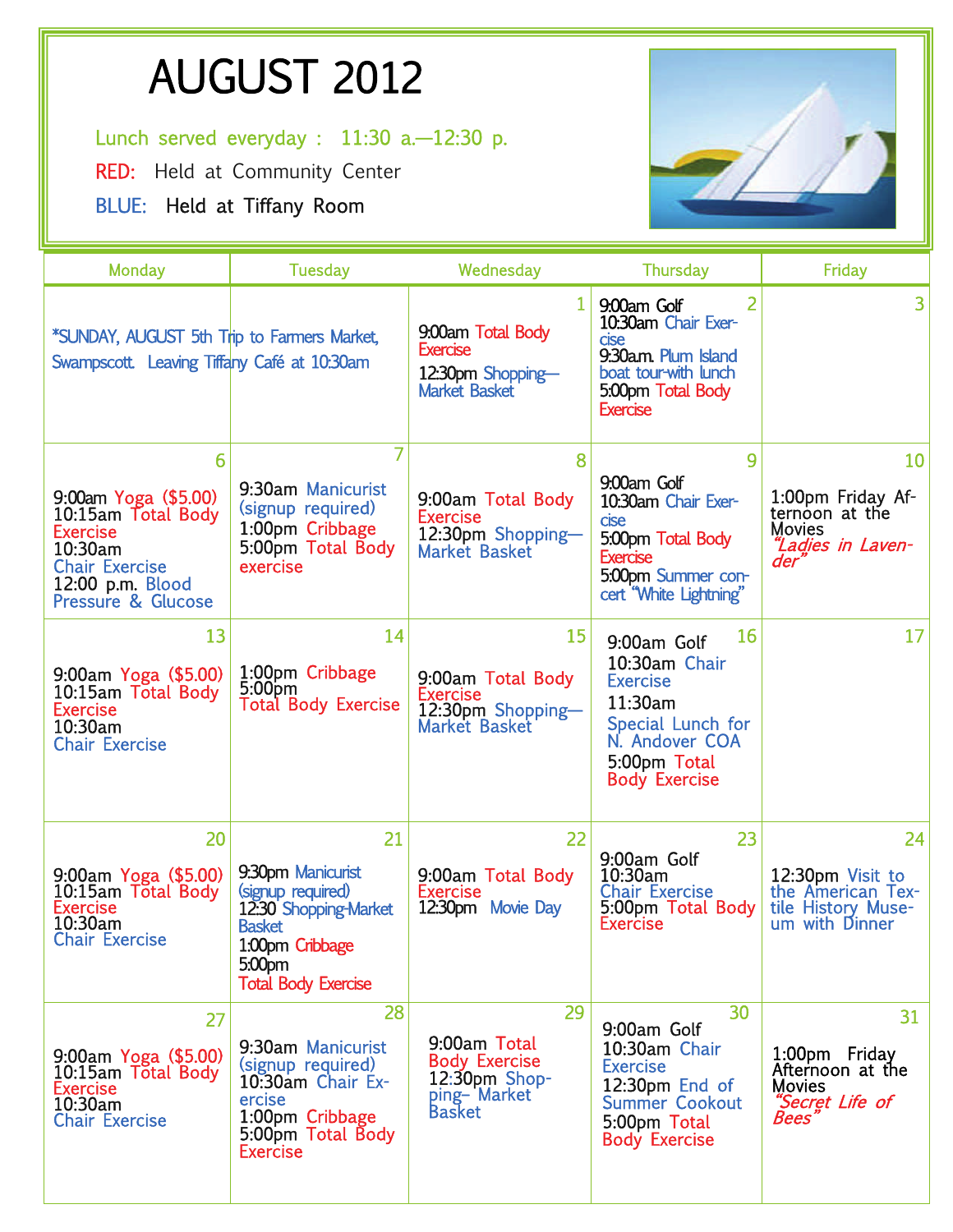# AUGUST 2012

Lunch served everyday : 11:30 a.—12:30 p.

RED: Held at Community Center

BLUE: Held at Tiffany Room

| Monday | Tuesday | Wednesday | Thursday | Friday |
|---|---|---|---|---|
| *SUNDAY, AUGUST 5th Trip to Farmers Market, Swampscott. Leaving Tiffany Café at 10:30am | | 1<br>9:00am Total Body Exercise<br>12:30pm Shopping—Market Basket | 2<br>9:00am Golf<br>10:30am Chair Exercise<br>9:30a.m. Plum Island boat tour-with lunch<br>5:00pm Total Body Exercise | 3 |
| 6<br>9:00am Yoga ($5.00)<br>10:15am Total Body Exercise<br>10:30am Chair Exercise<br>12:00 p.m. Blood Pressure & Glucose | 7<br>9:30am Manicurist (signup required)<br>1:00pm Cribbage<br>5:00pm Total Body exercise | 8<br>9:00am Total Body Exercise<br>12:30pm Shopping—Market Basket | 9<br>9:00am Golf<br>10:30am Chair Exercise<br>5:00pm Total Body Exercise<br>5:00pm Summer concert "White Lightning" | 10<br>1:00pm Friday Afternoon at the Movies<br>*"Ladies in Lavender"* |
| 13<br>9:00am Yoga ($5.00)<br>10:15am Total Body Exercise<br>10:30am Chair Exercise | 14<br>1:00pm Cribbage<br>5:00pm Total Body Exercise | 15<br>9:00am Total Body Exercise<br>12:30pm Shopping—Market Basket | 16<br>9:00am Golf<br>10:30am Chair Exercise<br>11:30am Special Lunch for N. Andover COA<br>5:00pm Total Body Exercise | 17 |
| 20<br>9:00am Yoga ($5.00)<br>10:15am Total Body Exercise<br>10:30am Chair Exercise | 21<br>9:30pm Manicurist (signup required)<br>12:30 Shopping-Market Basket<br>1:00pm Cribbage<br>5:00pm Total Body Exercise | 22<br>9:00am Total Body Exercise<br>12:30pm Movie Day | 23<br>9:00am Golf<br>10:30am Chair Exercise<br>5:00pm Total Body Exercise | 24<br>12:30pm Visit to the American Textile History Museum with Dinner |
| 27<br>9:00am Yoga ($5.00)<br>10:15am Total Body Exercise<br>10:30am Chair Exercise | 28<br>9:30am Manicurist (signup required)<br>10:30am Chair Exercise<br>1:00pm Cribbage<br>5:00pm Total Body Exercise | 29<br>9:00am Total Body Exercise<br>12:30pm Shopping– Market Basket | 30<br>9:00am Golf<br>10:30am Chair Exercise<br>12:30pm End of Summer Cookout<br>5:00pm Total Body Exercise | 31<br>1:00pm Friday Afternoon at the Movies<br>*"Secret Life of Bees"* |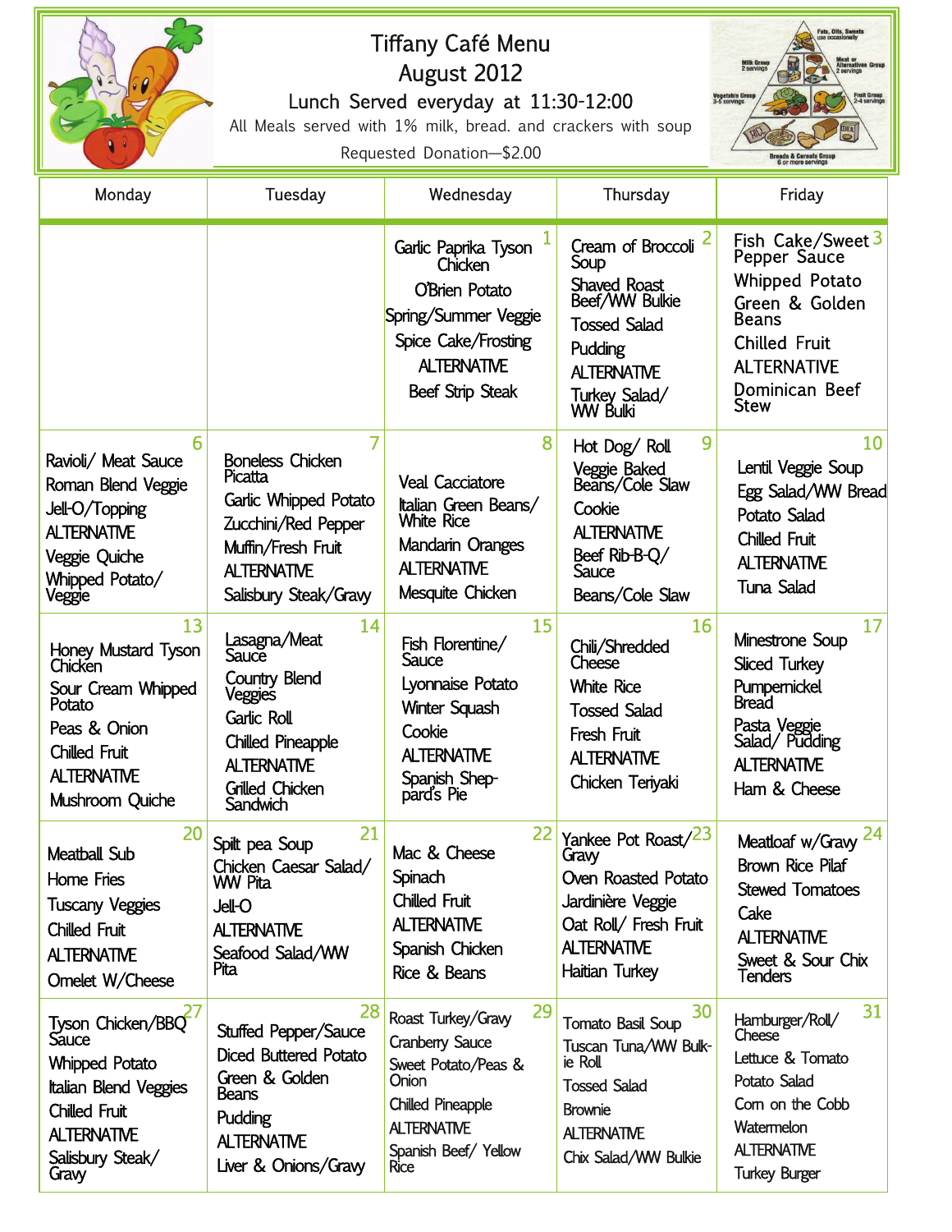# Tiffany Café Menu

## August 2012

Lunch Served everyday at 11:30-12:00

All Meals served with 1% milk, bread. and crackers with soup

Requested Donation—$2.00

| Monday | Tuesday | Wednesday | Thursday | Friday |
|---|---|---|---|---|
| | | **1** Garlic Paprika Tyson Chicken<br>O'Brien Potato<br>Spring/Summer Veggie<br>Spice Cake/Frosting<br>ALTERNATIVE<br>Beef Strip Steak | **2** Cream of Broccoli Soup<br>Shaved Roast Beef/WW Bulkie<br>Tossed Salad<br>Pudding<br>ALTERNATIVE<br>Turkey Salad/ WW Bulki | **3** Fish Cake/Sweet Pepper Sauce<br>Whipped Potato<br>Green & Golden Beans<br>Chilled Fruit<br>ALTERNATIVE<br>Dominican Beef Stew |
| **6** Ravioli/ Meat Sauce<br>Roman Blend Veggie<br>Jell-O/Topping<br>ALTERNATIVE<br>Veggie Quiche<br>Whipped Potato/ Veggie | **7** Boneless Chicken Picatta<br>Garlic Whipped Potato<br>Zucchini/Red Pepper<br>Muffin/Fresh Fruit<br>ALTERNATIVE<br>Salisbury Steak/Gravy | **8** Veal Cacciatore<br>Italian Green Beans/ White Rice<br>Mandarin Oranges<br>ALTERNATIVE<br>Mesquite Chicken | **9** Hot Dog/ Roll<br>Veggie Baked Beans/Cole Slaw<br>Cookie<br>ALTERNATIVE<br>Beef Rib-B-Q/ Sauce<br>Beans/Cole Slaw | **10** Lentil Veggie Soup<br>Egg Salad/WW Bread<br>Potato Salad<br>Chilled Fruit<br>ALTERNATIVE<br>Tuna Salad |
| **13** Honey Mustard Tyson Chicken<br>Sour Cream Whipped Potato<br>Peas & Onion<br>Chilled Fruit<br>ALTERNATIVE<br>Mushroom Quiche | **14** Lasagna/Meat Sauce<br>Country Blend Veggies<br>Garlic Roll<br>Chilled Pineapple<br>ALTERNATIVE<br>Grilled Chicken Sandwich | **15** Fish Florentine/ Sauce<br>Lyonnaise Potato<br>Winter Squash<br>Cookie<br>ALTERNATIVE<br>Spanish Shep-pard's Pie | **16** Chili/Shredded Cheese<br>White Rice<br>Tossed Salad<br>Fresh Fruit<br>ALTERNATIVE<br>Chicken Teriyaki | **17** Minestrone Soup<br>Sliced Turkey<br>Pumpernickel Bread<br>Pasta Veggie Salad/ Pudding<br>ALTERNATIVE<br>Ham & Cheese |
| **20** Meatball Sub<br>Home Fries<br>Tuscany Veggies<br>Chilled Fruit<br>ALTERNATIVE<br>Omelet W/Cheese | **21** Spilt pea Soup<br>Chicken Caesar Salad/ WW Pita<br>Jell-O<br>ALTERNATIVE<br>Seafood Salad/WW Pita | **22** Mac & Cheese<br>Spinach<br>Chilled Fruit<br>ALTERNATIVE<br>Spanish Chicken<br>Rice & Beans | **23** Yankee Pot Roast/ Gravy<br>Oven Roasted Potato<br>Jardinière Veggie<br>Oat Roll/ Fresh Fruit<br>ALTERNATIVE<br>Haitian Turkey | **24** Meatloaf w/Gravy<br>Brown Rice Pilaf<br>Stewed Tomatoes<br>Cake<br>ALTERNATIVE<br>Sweet & Sour Chix Tenders |
| **27** Tyson Chicken/BBQ Sauce<br>Whipped Potato<br>Italian Blend Veggies<br>Chilled Fruit<br>ALTERNATIVE<br>Salisbury Steak/ Gravy | **28** Stuffed Pepper/Sauce<br>Diced Buttered Potato<br>Green & Golden Beans<br>Pudding<br>ALTERNATIVE<br>Liver & Onions/Gravy | **29** Roast Turkey/Gravy<br>Cranberry Sauce<br>Sweet Potato/Peas & Onion<br>Chilled Pineapple<br>ALTERNATIVE<br>Spanish Beef/ Yellow Rice | **30** Tomato Basil Soup<br>Tuscan Tuna/WW Bulk-ie Roll<br>Tossed Salad<br>Brownie<br>ALTERNATIVE<br>Chix Salad/WW Bulkie | **31** Hamburger/Roll/ Cheese<br>Lettuce & Tomato<br>Potato Salad<br>Corn on the Cobb<br>Watermelon<br>ALTERNATIVE<br>Turkey Burger |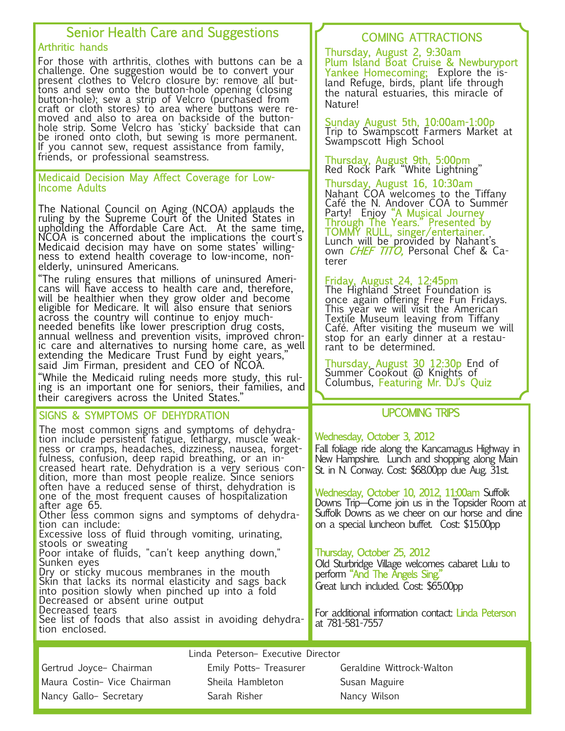## Senior Health Care and Suggestions

### Arthritic hands

For those with arthritis, clothes with buttons can be a challenge. One suggestion would be to convert your present clothes to Velcro closure by: remove all buttons and sew onto the button-hole opening (closing button-hole); sew a strip of Velcro (purchased from craft or cloth stores) to area where buttons were removed and also to area on backside of the button-hole strip. Some Velcro has 'sticky' backside that can be ironed onto cloth, but sewing is more permanent. If you cannot sew, request assistance from family, friends, or professional seamstress.

### Medicaid Decision May Affect Coverage for Low-Income Adults

The National Council on Aging (NCOA) applauds the ruling by the Supreme Court of the United States in upholding the Affordable Care Act. At the same time, NCOA is concerned about the implications the court's Medicaid decision may have on some states' willingness to extend health coverage to low-income, non-elderly, uninsured Americans.

"The ruling ensures that millions of uninsured Americans will have access to health care and, therefore, will be healthier when they grow older and become eligible for Medicare. It will also ensure that seniors across the country will continue to enjoy much-needed benefits like lower prescription drug costs, annual wellness and prevention visits, improved chronic care and alternatives to nursing home care, as well extending the Medicare Trust Fund by eight years," said Jim Firman, president and CEO of NCOA.

"While the Medicaid ruling needs more study, this ruling is an important one for seniors, their families, and their caregivers across the United States."

### SIGNS & SYMPTOMS OF DEHYDRATION

The most common signs and symptoms of dehydration include persistent fatigue, lethargy, muscle weakness or cramps, headaches, dizziness, nausea, forgetfulness, confusion, deep rapid breathing, or an increased heart rate. Dehydration is a very serious condition, more than most people realize. Since seniors often have a reduced sense of thirst, dehydration is one of the most frequent causes of hospitalization after age 65.

Other less common signs and symptoms of dehydration can include:

Excessive loss of fluid through vomiting, urinating, stools or sweating
Poor intake of fluids, "can't keep anything down,"
Sunken eyes
Dry or sticky mucous membranes in the mouth
Skin that lacks its normal elasticity and sags back into position slowly when pinched up into a fold
Decreased or absent urine output
Decreased tears

See list of foods that also assist in avoiding dehydration enclosed.

## COMING ATTRACTIONS

**Thursday, August 2, 9:30am**
**Plum Island Boat Cruise & Newburyport Yankee Homecoming;** Explore the island Refuge, birds, plant life through the natural estuaries, this miracle of Nature!

**Sunday August 5th, 10:00am-1:00p**
Trip to Swampscott Farmers Market at Swampscott High School

**Thursday, August 9th, 5:00pm**
Red Rock Park "White Lightning"

**Thursday, August 16, 10:30am**
Nahant COA welcomes to the Tiffany Café the N. Andover COA to Summer Party! Enjoy **"A Musical Journey Through The Years." Presented by TOMMY RULL, singer/entertainer.** Lunch will be provided by Nahant's own ***CHEF TITO,*** Personal Chef & Caterer

**Friday, August 24, 12:45pm**
The Highland Street Foundation is once again offering Free Fun Fridays. This year we will visit the American Textile Museum leaving from Tiffany Café. After visiting the museum we will stop for an early dinner at a restaurant to be determined.

**Thursday, August 30 12:30p** End of Summer Cookout @ Knights of Columbus, **Featuring Mr. DJ's Quiz**

## UPCOMING TRIPS

**Wednesday, October 3, 2012**
Fall foliage ride along the Kancamagus Highway in New Hampshire. Lunch and shopping along Main St. in N. Conway. Cost: $68.00pp due Aug. 31st.

**Wednesday, October 10, 2012, 11:00am** Suffolk Downs Trip—Come join us in the Topsider Room at Suffolk Downs as we cheer on our horse and dine on a special luncheon buffet. Cost: $15.00pp

**Thursday, October 25, 2012**
Old Sturbridge Village welcomes cabaret Lulu to perform **"And The Angels Sing."**
Great lunch included. Cost: $65.00pp

For additional information contact: **Linda Peterson** at 781-581-7557

Linda Peterson– Executive Director

Gertrud Joyce– Chairman
Maura Costin– Vice Chairman
Nancy Gallo– Secretary
Emily Potts– Treasurer
Sheila Hambleton
Sarah Risher
Geraldine Wittrock-Walton
Susan Maguire
Nancy Wilson